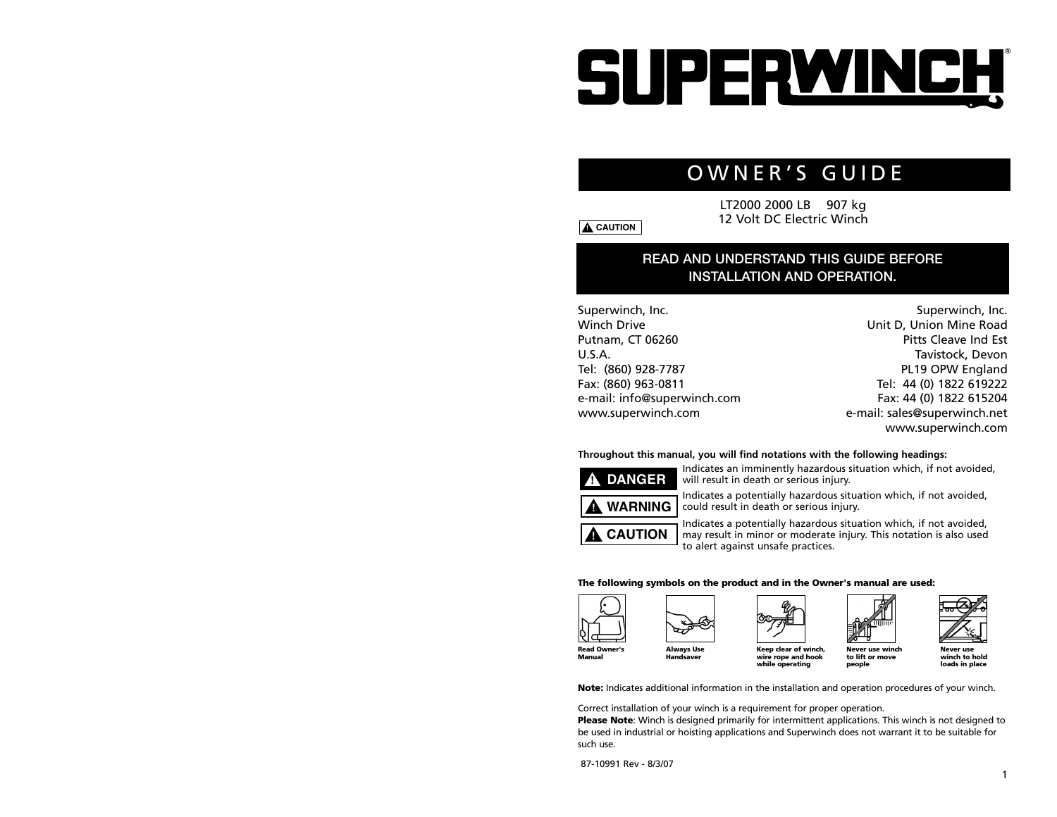# SUPERWINCH®

## OWNER'S GUIDE

LT2000 2000 LB 907 kg
12 Volt DC Electric Winch

**⚠ CAUTION**

**READ AND UNDERSTAND THIS GUIDE BEFORE INSTALLATION AND OPERATION.**

Superwinch, Inc.
Winch Drive
Putnam, CT 06260
U.S.A.
Tel: (860) 928-7787
Fax: (860) 963-0811
e-mail: info@superwinch.com
www.superwinch.com

Superwinch, Inc.
Unit D, Union Mine Road
Pitts Cleave Ind Est
Tavistock, Devon
PL19 OPW England
Tel: 44 (0) 1822 619222
Fax: 44 (0) 1822 615204
e-mail: sales@superwinch.net
www.superwinch.com

**Throughout this manual, you will find notations with the following headings:**

**⚠ DANGER** Indicates an imminently hazardous situation which, if not avoided, will result in death or serious injury.

**⚠ WARNING** Indicates a potentially hazardous situation which, if not avoided, could result in death or serious injury.

**⚠ CAUTION** Indicates a potentially hazardous situation which, if not avoided, may result in minor or moderate injury. This notation is also used to alert against unsafe practices.

**The following symbols on the product and in the Owner's manual are used:**

- **Read Owner's Manual**
- **Always Use Handsaver**
- **Keep clear of winch, wire rope and hook while operating**
- **Never use winch to lift or move people**
- **Never use winch to hold loads in place**

**Note:** Indicates additional information in the installation and operation procedures of your winch.

Correct installation of your winch is a requirement for proper operation.
**Please Note**: Winch is designed primarily for intermittent applications. This winch is not designed to be used in industrial or hoisting applications and Superwinch does not warrant it to be suitable for such use.

87-10991 Rev - 8/3/07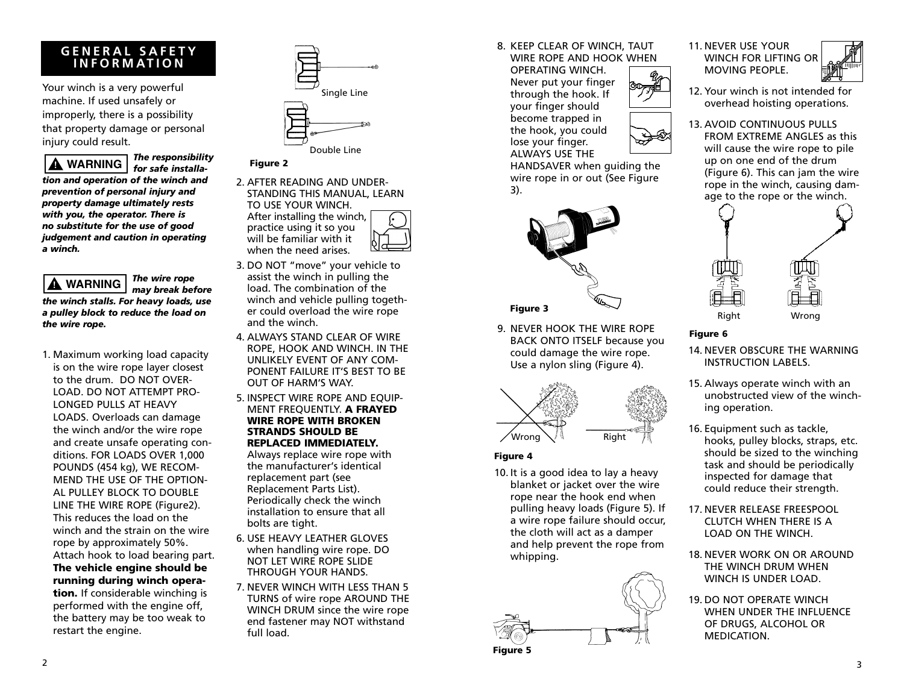## GENERAL SAFETY INFORMATION

Your winch is a very powerful machine. If used unsafely or improperly, there is a possibility that property damage or personal injury could result.

**⚠ WARNING** ***The responsibility for safe installation and operation of the winch and prevention of personal injury and property damage ultimately rests with you, the operator. There is no substitute for the use of good judgement and caution in operating a winch.***

**⚠ WARNING** ***The wire rope may break before the winch stalls. For heavy loads, use a pulley block to reduce the load on the wire rope.***

1. Maximum working load capacity is on the wire rope layer closest to the drum. DO NOT OVERLOAD. DO NOT ATTEMPT PROLONGED PULLS AT HEAVY LOADS. Overloads can damage the winch and/or the wire rope and create unsafe operating conditions. FOR LOADS OVER 1,000 POUNDS (454 kg), WE RECOMMEND THE USE OF THE OPTIONAL PULLEY BLOCK TO DOUBLE LINE THE WIRE ROPE (Figure2). This reduces the load on the winch and the strain on the wire rope by approximately 50%. Attach hook to load bearing part. **The vehicle engine should be running during winch operation.** If considerable winching is performed with the engine off, the battery may be too weak to restart the engine.

Single Line

Double Line

**Figure 2**

2. AFTER READING AND UNDERSTANDING THIS MANUAL, LEARN TO USE YOUR WINCH. After installing the winch, practice using it so you will be familiar with it when the need arises.
3. DO NOT "move" your vehicle to assist the winch in pulling the load. The combination of the winch and vehicle pulling together could overload the wire rope and the winch.
4. ALWAYS STAND CLEAR OF WIRE ROPE, HOOK AND WINCH. IN THE UNLIKELY EVENT OF ANY COMPONENT FAILURE IT'S BEST TO BE OUT OF HARM'S WAY.
5. INSPECT WIRE ROPE AND EQUIPMENT FREQUENTLY. **A FRAYED WIRE ROPE WITH BROKEN STRANDS SHOULD BE REPLACED IMMEDIATELY.** Always replace wire rope with the manufacturer's identical replacement part (see Replacement Parts List). Periodically check the winch installation to ensure that all bolts are tight.
6. USE HEAVY LEATHER GLOVES when handling wire rope. DO NOT LET WIRE ROPE SLIDE THROUGH YOUR HANDS.
7. NEVER WINCH WITH LESS THAN 5 TURNS of wire rope AROUND THE WINCH DRUM since the wire rope end fastener may NOT withstand full load.
8. KEEP CLEAR OF WINCH, TAUT WIRE ROPE AND HOOK WHEN OPERATING WINCH. Never put your finger through the hook. If your finger should become trapped in the hook, you could lose your finger. ALWAYS USE THE HANDSAVER when guiding the wire rope in or out (See Figure 3).

**Figure 3**

9. NEVER HOOK THE WIRE ROPE BACK ONTO ITSELF because you could damage the wire rope. Use a nylon sling (Figure 4).

Wrong Right

**Figure 4**

10. It is a good idea to lay a heavy blanket or jacket over the wire rope near the hook end when pulling heavy loads (Figure 5). If a wire rope failure should occur, the cloth will act as a damper and help prevent the rope from whipping.

**Figure 5**

11. NEVER USE YOUR WINCH FOR LIFTING OR MOVING PEOPLE.
12. Your winch is not intended for overhead hoisting operations.
13. AVOID CONTINUOUS PULLS FROM EXTREME ANGLES as this will cause the wire rope to pile up on one end of the drum (Figure 6). This can jam the wire rope in the winch, causing damage to the rope or the winch.

Right Wrong

**Figure 6**

14. NEVER OBSCURE THE WARNING INSTRUCTION LABELS.
15. Always operate winch with an unobstructed view of the winching operation.
16. Equipment such as tackle, hooks, pulley blocks, straps, etc. should be sized to the winching task and should be periodically inspected for damage that could reduce their strength.
17. NEVER RELEASE FREESPOOL CLUTCH WHEN THERE IS A LOAD ON THE WINCH.
18. NEVER WORK ON OR AROUND THE WINCH DRUM WHEN WINCH IS UNDER LOAD.
19. DO NOT OPERATE WINCH WHEN UNDER THE INFLUENCE OF DRUGS, ALCOHOL OR MEDICATION.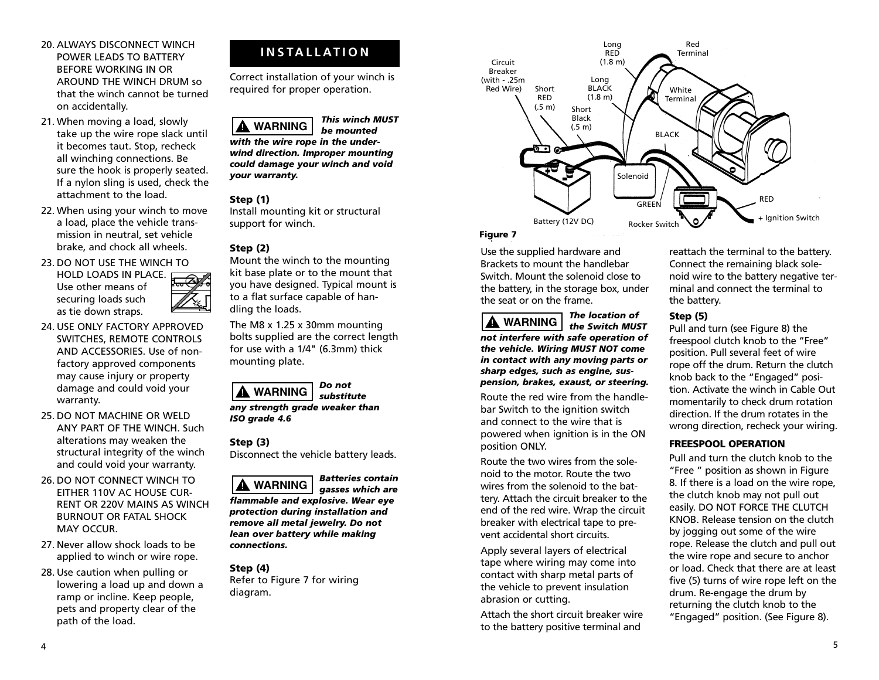20. ALWAYS DISCONNECT WINCH POWER LEADS TO BATTERY BEFORE WORKING IN OR AROUND THE WINCH DRUM so that the winch cannot be turned on accidentally.
21. When moving a load, slowly take up the wire rope slack until it becomes taut. Stop, recheck all winching connections. Be sure the hook is properly seated. If a nylon sling is used, check the attachment to the load.
22. When using your winch to move a load, place the vehicle transmission in neutral, set vehicle brake, and chock all wheels.
23. DO NOT USE THE WINCH TO HOLD LOADS IN PLACE. Use other means of securing loads such as tie down straps.
24. USE ONLY FACTORY APPROVED SWITCHES, REMOTE CONTROLS AND ACCESSORIES. Use of non-factory approved components may cause injury or property damage and could void your warranty.
25. DO NOT MACHINE OR WELD ANY PART OF THE WINCH. Such alterations may weaken the structural integrity of the winch and could void your warranty.
26. DO NOT CONNECT WINCH TO EITHER 110V AC HOUSE CURRENT OR 220V MAINS AS WINCH BURNOUT OR FATAL SHOCK MAY OCCUR.
27. Never allow shock loads to be applied to winch or wire rope.
28. Use caution when pulling or lowering a load up and down a ramp or incline. Keep people, pets and property clear of the path of the load.

## INSTALLATION

Correct installation of your winch is required for proper operation.

**⚠ WARNING** ***This winch MUST be mounted with the wire rope in the underwind direction. Improper mounting could damage your winch and void your warranty.***

**Step (1)**
Install mounting kit or structural support for winch.

**Step (2)**
Mount the winch to the mounting kit base plate or to the mount that you have designed. Typical mount is to a flat surface capable of handling the loads.

The M8 x 1.25 x 30mm mounting bolts supplied are the correct length for use with a 1/4" (6.3mm) thick mounting plate.

**⚠ WARNING** ***Do not substitute any strength grade weaker than ISO grade 4.6***

**Step (3)**
Disconnect the vehicle battery leads.

**⚠ WARNING** ***Batteries contain gasses which are flammable and explosive. Wear eye protection during installation and remove all metal jewelry. Do not lean over battery while making connections.***

**Step (4)**
Refer to Figure 7 for wiring diagram.

Circuit Breaker (with - .25m Red Wire) | Short RED (.5 m) | Short Black (.5 m) | Long RED (1.8 m) | Long BLACK (1.8 m) | Red Terminal | White Terminal | BLACK | Solenoid | GREEN | RED | Battery (12V DC) | Rocker Switch | + Ignition Switch

**Figure 7**

Use the supplied hardware and Brackets to mount the handlebar Switch. Mount the solenoid close to the battery, in the storage box, under the seat or on the frame.

**⚠ WARNING** ***The location of the Switch MUST not interfere with safe operation of the vehicle. Wiring MUST NOT come in contact with any moving parts or sharp edges, such as engine, suspension, brakes, exaust, or steering.***

Route the red wire from the handlebar Switch to the ignition switch and connect to the wire that is powered when ignition is in the ON position ONLY.

Route the two wires from the solenoid to the motor. Route the two wires from the solenoid to the battery. Attach the circuit breaker to the end of the red wire. Wrap the circuit breaker with electrical tape to prevent accidental short circuits.

Apply several layers of electrical tape where wiring may come into contact with sharp metal parts of the vehicle to prevent insulation abrasion or cutting.

Attach the short circuit breaker wire to the battery positive terminal and reattach the terminal to the battery. Connect the remaining black solenoid wire to the battery negative terminal and connect the terminal to the battery.

**Step (5)**
Pull and turn (see Figure 8) the freespool clutch knob to the "Free" position. Pull several feet of wire rope off the drum. Return the clutch knob back to the "Engaged" position. Activate the winch in Cable Out momentarily to check drum rotation direction. If the drum rotates in the wrong direction, recheck your wiring.

**FREESPOOL OPERATION**

Pull and turn the clutch knob to the "Free " position as shown in Figure 8. If there is a load on the wire rope, the clutch knob may not pull out easily. DO NOT FORCE THE CLUTCH KNOB. Release tension on the clutch by jogging out some of the wire rope. Release the clutch and pull out the wire rope and secure to anchor or load. Check that there are at least five (5) turns of wire rope left on the drum. Re-engage the drum by returning the clutch knob to the "Engaged" position. (See Figure 8).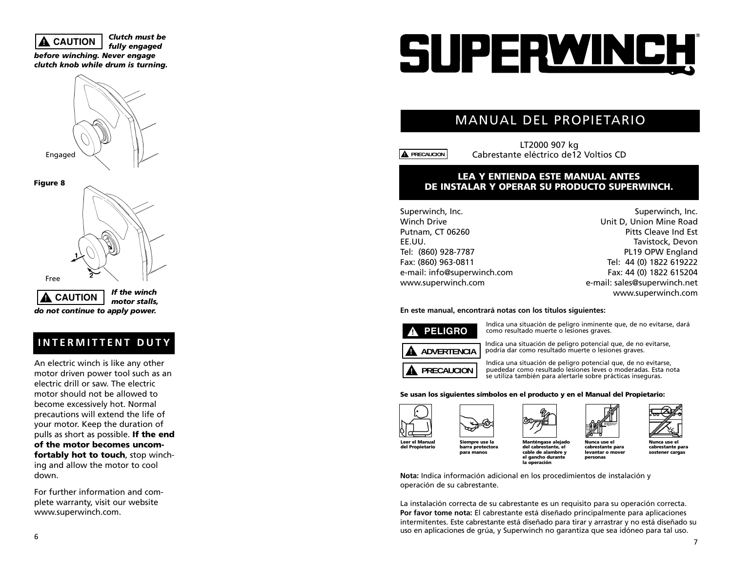**⚠ CAUTION** ***Clutch must be fully engaged before winching. Never engage clutch knob while drum is turning.***

Engaged

**Figure 8**

Free

**⚠ CAUTION** ***If the winch motor stalls, do not continue to apply power.***

## INTERMITTENT DUTY

An electric winch is like any other motor driven power tool such as an electric drill or saw. The electric motor should not be allowed to become excessively hot. Normal precautions will extend the life of your motor. Keep the duration of pulls as short as possible. **If the end of the motor becomes uncomfortably hot to touch**, stop winching and allow the motor to cool down.

For further information and complete warranty, visit our website www.superwinch.com.

# SUPERWINCH®

## MANUAL DEL PROPIETARIO

**⚠ PRECAUCION**

LT2000 907 kg
Cabrestante eléctrico de12 Voltios CD

**LEA Y ENTIENDA ESTE MANUAL ANTES DE INSTALAR Y OPERAR SU PRODUCTO SUPERWINCH.**

Superwinch, Inc.
Winch Drive
Putnam, CT 06260
EE.UU.
Tel: (860) 928-7787
Fax: (860) 963-0811
e-mail: info@superwinch.com
www.superwinch.com

Superwinch, Inc.
Unit D, Union Mine Road
Pitts Cleave Ind Est
Tavistock, Devon
PL19 OPW England
Tel: 44 (0) 1822 619222
Fax: 44 (0) 1822 615204
e-mail: sales@superwinch.net
www.superwinch.com

**En este manual, encontrará notas con los títulos siguientes:**

**⚠ PELIGRO** Indica una situación de peligro inminente que, de no evitarse, dará como resultado muerte o lesiones graves.

**⚠ ADVERTENCIA** Indica una situación de peligro potencial que, de no evitarse, podría dar como resultado muerte o lesiones graves.

**⚠ PRECAUCION** Indica una situación de peligro potencial que, de no evitarse, puededar como resultado lesiones leves o moderadas. Esta nota se utiliza también para alertarle sobre prácticas inseguras.

**Se usan los siguientes símbolos en el producto y en el Manual del Propietario:**

- **Leer el Manual del Propietario**
- **Siempre use la barra protectora para manos**
- **Manténgase alejado del cabrestante, el cable de alambre y el gancho durante la operación**
- **Nunca use el cabrestante para levantar o mover personas**
- **Nunca use el cabrestante para sostener cargas**

**Nota:** Indica información adicional en los procedimientos de instalación y operación de su cabrestante.

La instalación correcta de su cabrestante es un requisito para su operación correcta. **Por favor tome nota:** El cabrestante está diseñado principalmente para aplicaciones intermitentes. Este cabrestante está diseñado para tirar y arrastrar y no está diseñado su uso en aplicaciones de grúa, y Superwinch no garantiza que sea idóneo para tal uso.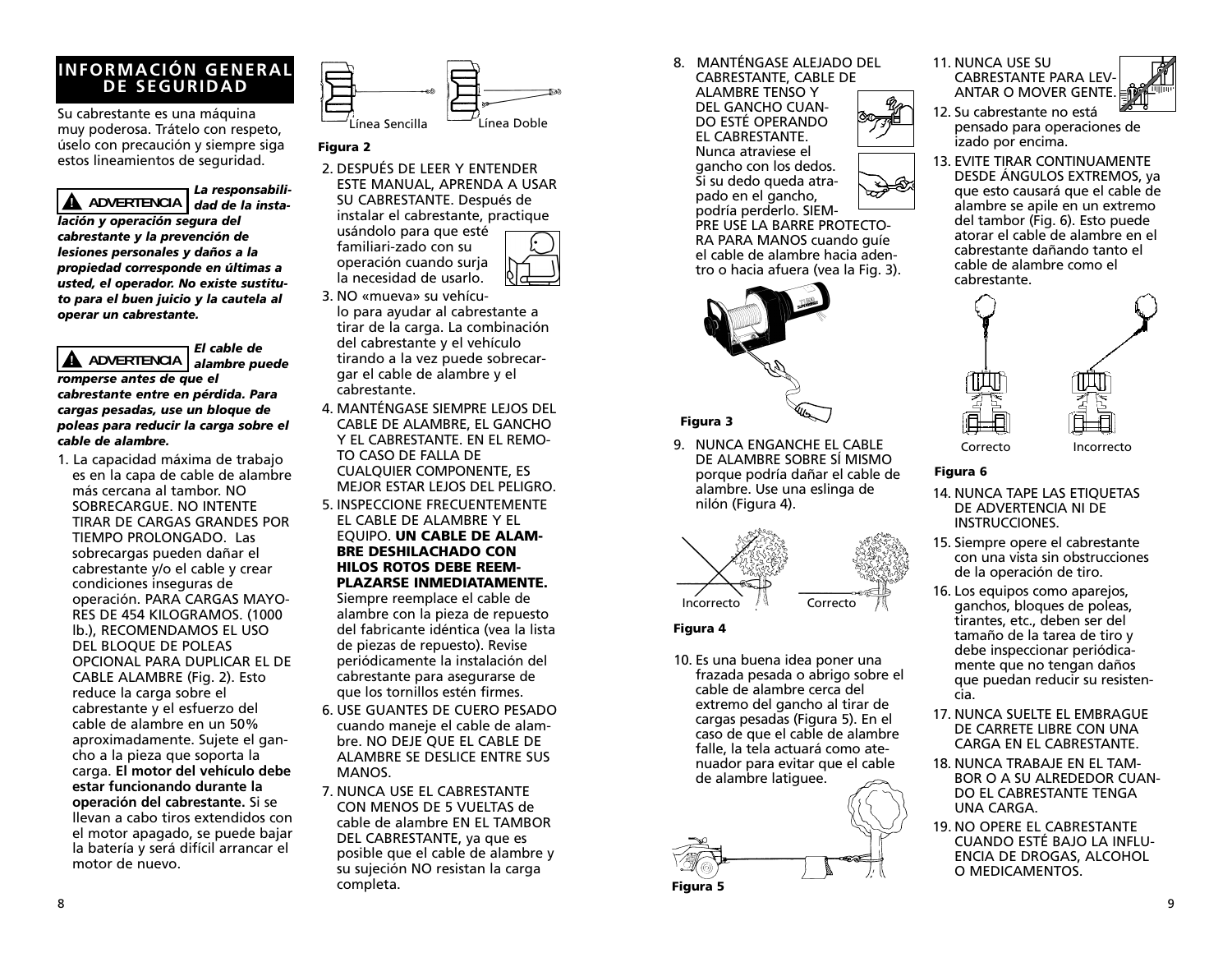## INFORMACIÓN GENERAL DE SEGURIDAD

Su cabrestante es una máquina muy poderosa. Trátelo con respeto, úselo con precaución y siempre siga estos lineamientos de seguridad.

**⚠ ADVERTENCIA** ***La responsabilidad de la instalación y operación segura del cabrestante y la prevención de lesiones personales y daños a la propiedad corresponde en últimas a usted, el operador. No existe sustituto para el buen juicio y la cautela al operar un cabrestante.***

**⚠ ADVERTENCIA** ***El cable de alambre puede romperse antes de que el cabrestante entre en pérdida. Para cargas pesadas, use un bloque de poleas para reducir la carga sobre el cable de alambre.***

1. La capacidad máxima de trabajo es en la capa de cable de alambre más cercana al tambor. NO SOBRECARGUE. NO INTENTE TIRAR DE CARGAS GRANDES POR TIEMPO PROLONGADO. Las sobrecargas pueden dañar el cabrestante y/o el cable y crear condiciones inseguras de operación. PARA CARGAS MAYORES DE 454 KILOGRAMOS. (1000 lb.), RECOMENDAMOS EL USO DEL BLOQUE DE POLEAS OPCIONAL PARA DUPLICAR EL DE CABLE ALAMBRE (Fig. 2). Esto reduce la carga sobre el cabrestante y el esfuerzo del cable de alambre en un 50% aproximadamente. Sujete el gancho a la pieza que soporta la carga. **El motor del vehículo debe estar funcionando durante la operación del cabrestante.** Si se llevan a cabo tiros extendidos con el motor apagado, se puede bajar la batería y será difícil arrancar el motor de nuevo.

Línea Sencilla     Línea Doble

**Figura 2**

2. DESPUÉS DE LEER Y ENTENDER ESTE MANUAL, APRENDA A USAR SU CABRESTANTE. Después de instalar el cabrestante, practique usándolo para que esté familiari-zado con su operación cuando surja la necesidad de usarlo.
3. NO «mueva» su vehículo para ayudar al cabrestante a tirar de la carga. La combinación del cabrestante y el vehículo tirando a la vez puede sobrecargar el cable de alambre y el cabrestante.
4. MANTÉNGASE SIEMPRE LEJOS DEL CABLE DE ALAMBRE, EL GANCHO Y EL CABRESTANTE. EN EL REMOTO CASO DE FALLA DE CUALQUIER COMPONENTE, ES MEJOR ESTAR LEJOS DEL PELIGRO.
5. INSPECCIONE FRECUENTEMENTE EL CABLE DE ALAMBRE Y EL EQUIPO. **UN CABLE DE ALAMBRE DESHILACHADO CON HILOS ROTOS DEBE REEMPLAZARSE INMEDIATAMENTE.** Siempre reemplace el cable de alambre con la pieza de repuesto del fabricante idéntica (vea la lista de piezas de repuesto). Revise periódicamente la instalación del cabrestante para asegurarse de que los tornillos estén firmes.
6. USE GUANTES DE CUERO PESADO cuando maneje el cable de alambre. NO DEJE QUE EL CABLE DE ALAMBRE SE DESLICE ENTRE SUS MANOS.
7. NUNCA USE EL CABRESTANTE CON MENOS DE 5 VUELTAS de cable de alambre EN EL TAMBOR DEL CABRESTANTE, ya que es posible que el cable de alambre y su sujeción NO resistan la carga completa.
8. MANTÉNGASE ALEJADO DEL CABRESTANTE, CABLE DE ALAMBRE TENSO Y DEL GANCHO CUANDO ESTÉ OPERANDO EL CABRESTANTE. Nunca atraviese el gancho con los dedos. Si su dedo queda atrapado en el gancho, podría perderlo. SIEMPRE USE LA BARRE PROTECTORA PARA MANOS cuando guíe el cable de alambre hacia adentro o hacia afuera (vea la Fig. 3).

**Figura 3**

9. NUNCA ENGANCHE EL CABLE DE ALAMBRE SOBRE SÍ MISMO porque podría dañar el cable de alambre. Use una eslinga de nilón (Figura 4).

Incorrecto     Correcto

**Figura 4**

10. Es una buena idea poner una frazada pesada o abrigo sobre el cable de alambre cerca del extremo del gancho al tirar de cargas pesadas (Figura 5). En el caso de que el cable de alambre falle, la tela actuará como atenuador para evitar que el cable de alambre latiguee.

**Figura 5**

11. NUNCA USE SU CABRESTANTE PARA LEVANTAR O MOVER GENTE.
12. Su cabrestante no está pensado para operaciones de izado por encima.
13. EVITE TIRAR CONTINUAMENTE DESDE ÁNGULOS EXTREMOS, ya que esto causará que el cable de alambre se apile en un extremo del tambor (Fig. 6). Esto puede atorar el cable de alambre en el cabrestante dañando tanto el cable de alambre como el cabrestante.

Correcto     Incorrecto

**Figura 6**

14. NUNCA TAPE LAS ETIQUETAS DE ADVERTENCIA NI DE INSTRUCCIONES.
15. Siempre opere el cabrestante con una vista sin obstrucciones de la operación de tiro.
16. Los equipos como aparejos, ganchos, bloques de poleas, tirantes, etc., deben ser del tamaño de la tarea de tiro y debe inspeccionar periódicamente que no tengan daños que puedan reducir su resistencia.
17. NUNCA SUELTE EL EMBRAGUE DE CARRETE LIBRE CON UNA CARGA EN EL CABRESTANTE.
18. NUNCA TRABAJE EN EL TAMBOR O A SU ALREDEDOR CUANDO EL CABRESTANTE TENGA UNA CARGA.
19. NO OPERE EL CABRESTANTE CUANDO ESTÉ BAJO LA INFLUENCIA DE DROGAS, ALCOHOL O MEDICAMENTOS.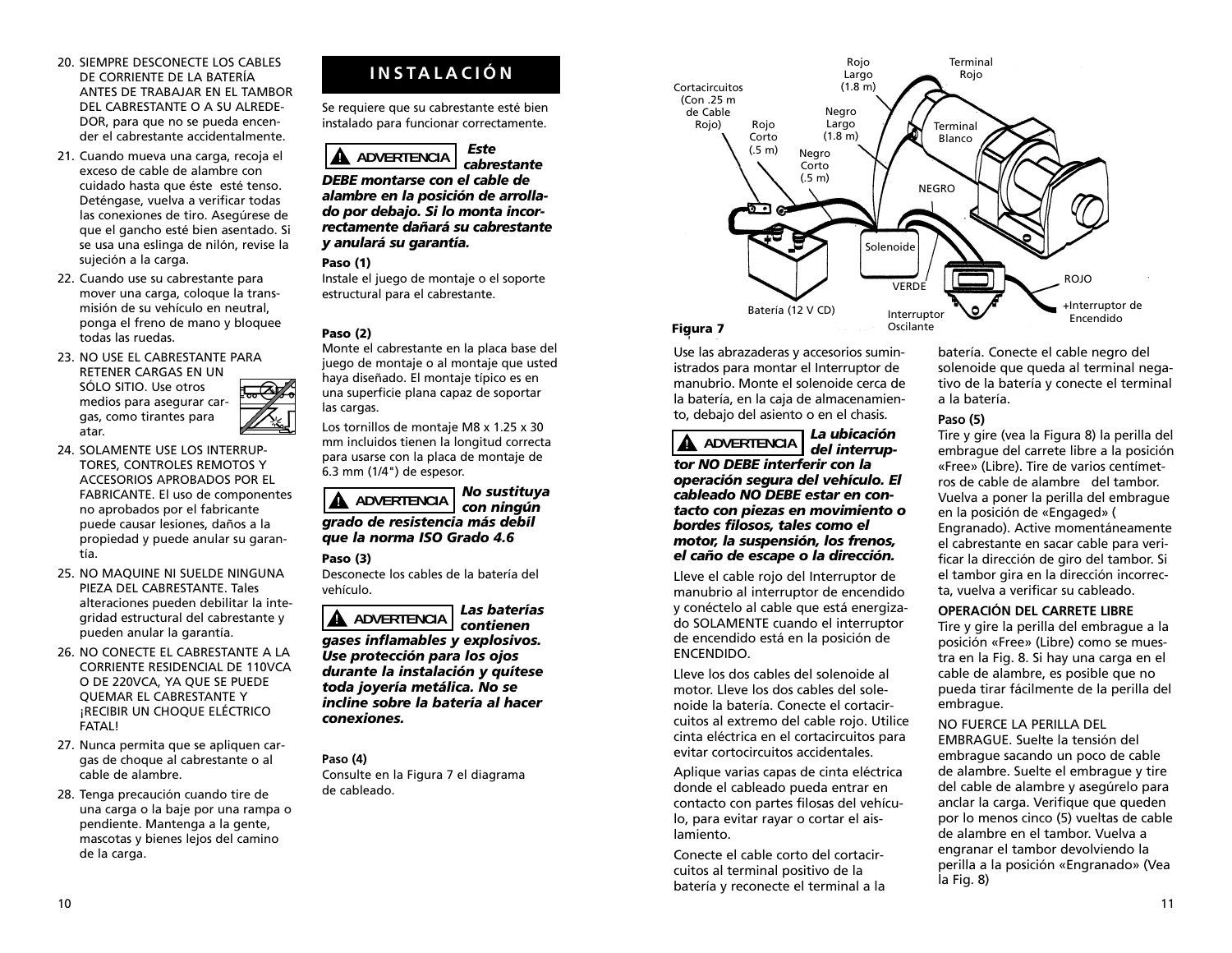20. SIEMPRE DESCONECTE LOS CABLES DE CORRIENTE DE LA BATERÍA ANTES DE TRABAJAR EN EL TAMBOR DEL CABRESTANTE O A SU ALREDEDOR, para que no se pueda encender el cabrestante accidentalmente.
21. Cuando mueva una carga, recoja el exceso de cable de alambre con cuidado hasta que éste esté tenso. Deténgase, vuelva a verificar todas las conexiones de tiro. Asegúrese de que el gancho esté bien asentado. Si se usa una eslinga de nilón, revise la sujeción a la carga.
22. Cuando use su cabrestante para mover una carga, coloque la transmisión de su vehículo en neutral, ponga el freno de mano y bloquee todas las ruedas.
23. NO USE EL CABRESTANTE PARA RETENER CARGAS EN UN SÓLO SITIO. Use otros medios para asegurar cargas, como tirantes para atar.
24. SOLAMENTE USE LOS INTERRUPTORES, CONTROLES REMOTOS Y ACCESORIOS APROBADOS POR EL FABRICANTE. El uso de componentes no aprobados por el fabricante puede causar lesiones, daños a la propiedad y puede anular su garantía.
25. NO MAQUINE NI SUELDE NINGUNA PIEZA DEL CABRESTANTE. Tales alteraciones pueden debilitar la integridad estructural del cabrestante y pueden anular la garantía.
26. NO CONECTE EL CABRESTANTE A LA CORRIENTE RESIDENCIAL DE 110VCA O DE 220VCA, YA QUE SE PUEDE QUEMAR EL CABRESTANTE Y ¡RECIBIR UN CHOQUE ELÉCTRICO FATAL!
27. Nunca permita que se apliquen cargas de choque al cabrestante o al cable de alambre.
28. Tenga precaución cuando tire de una carga o la baje por una rampa o pendiente. Mantenga a la gente, mascotas y bienes lejos del camino de la carga.

## INSTALACIÓN

Se requiere que su cabrestante esté bien instalado para funcionar correctamente.

**⚠ ADVERTENCIA** ***Este cabrestante DEBE montarse con el cable de alambre en la posición de arrollado por debajo. Si lo monta incorrectamente dañará su cabrestante y anulará su garantía.***

**Paso (1)**
Instale el juego de montaje o el soporte estructural para el cabrestante.

**Paso (2)**
Monte el cabrestante en la placa base del juego de montaje o al montaje que usted haya diseñado. El montaje típico es en una superficie plana capaz de soportar las cargas.

Los tornillos de montaje M8 x 1.25 x 30 mm incluidos tienen la longitud correcta para usarse con la placa de montaje de 6.3 mm (1/4") de espesor.

**⚠ ADVERTENCIA** ***No sustituya con ningún grado de resistencia más débil que la norma ISO Grado 4.6***

**Paso (3)**
Desconecte los cables de la batería del vehículo.

**⚠ ADVERTENCIA** ***Las baterías contienen gases inflamables y explosivos. Use protección para los ojos durante la instalación y quítese toda joyería metálica. No se incline sobre la batería al hacer conexiones.***

**Paso (4)**
Consulte en la Figura 7 el diagrama de cableado.

Cortacircuitos (Con .25 m de Cable Rojo) · Rojo Corto (.5 m) · Negro Corto (.5 m) · Rojo Largo (1.8 m) · Negro Largo (1.8 m) · Terminal Rojo · Terminal Blanco · NEGRO · Solenoide · VERDE · ROJO · Batería (12 V CD) · Interruptor Oscilante · +Interruptor de Encendido

**Figura 7**

Use las abrazaderas y accesorios suministrados para montar el Interruptor de manubrio. Monte el solenoide cerca de la batería, en la caja de almacenamiento, debajo del asiento o en el chasis.

**⚠ ADVERTENCIA** ***La ubicación del interruptor NO DEBE interferir con la operación segura del vehículo. El cableado NO DEBE estar en contacto con piezas en movimiento o bordes filosos, tales como el motor, la suspensión, los frenos, el caño de escape o la dirección.***

Lleve el cable rojo del Interruptor de manubrio al interruptor de encendido y conéctelo al cable que está energizado SOLAMENTE cuando el interruptor de encendido está en la posición de ENCENDIDO.

Lleve los dos cables del solenoide al motor. Lleve los dos cables del solenoide la batería. Conecte el cortacircuitos al extremo del cable rojo. Utilice cinta eléctrica en el cortacircuitos para evitar cortocircuitos accidentales.

Aplique varias capas de cinta eléctrica donde el cableado pueda entrar en contacto con partes filosas del vehículo, para evitar rayar o cortar el aislamiento.

Conecte el cable corto del cortacircuitos al terminal positivo de la batería y reconecte el terminal a la batería. Conecte el cable negro del solenoide que queda al terminal negativo de la batería y conecte el terminal a la batería.

**Paso (5)**
Tire y gire (vea la Figura 8) la perilla del embrague del carrete libre a la posición «Free» (Libre). Tire de varios centímetros de cable de alambre del tambor. Vuelva a poner la perilla del embrague en la posición de «Engaged» ( Engranado). Active momentáneamente el cabrestante en sacar cable para verificar la dirección de giro del tambor. Si el tambor gira en la dirección incorrecta, vuelva a verificar su cableado.

**OPERACIÓN DEL CARRETE LIBRE**

Tire y gire la perilla del embrague a la posición «Free» (Libre) como se muestra en la Fig. 8. Si hay una carga en el cable de alambre, es posible que no pueda tirar fácilmente de la perilla del embrague.

NO FUERCE LA PERILLA DEL EMBRAGUE. Suelte la tensión del embrague sacando un poco de cable de alambre. Suelte el embrague y tire del cable de alambre y asegúrelo para anclar la carga. Verifique que queden por lo menos cinco (5) vueltas de cable de alambre en el tambor. Vuelva a engranar el tambor devolviendo la perilla a la posición «Engranado» (Vea la Fig. 8)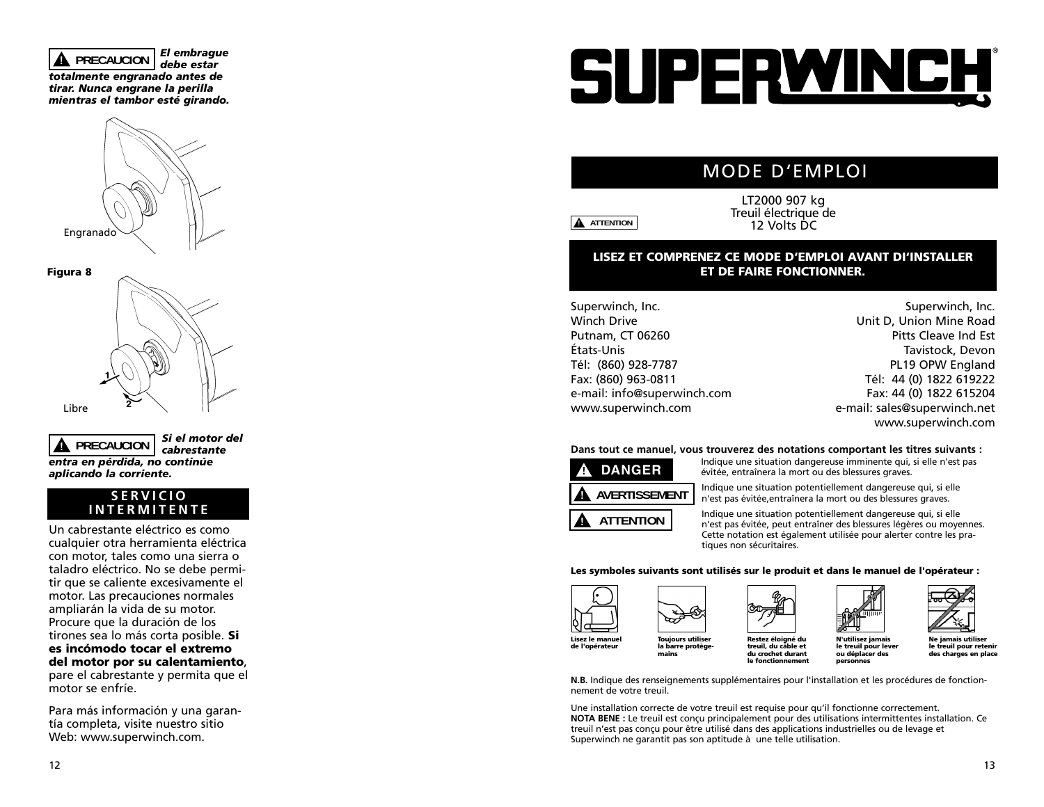**⚠ PRECAUCION** ***El embrague debe estar totalmente engranado antes de tirar. Nunca engrane la perilla mientras el tambor esté girando.***

Engranado

**Figura 8**

Libre

**⚠ PRECAUCION** ***Si el motor del cabrestante entra en pérdida, no continúe aplicando la corriente.***

## SERVICIO INTERMITENTE

Un cabrestante eléctrico es como cualquier otra herramienta eléctrica con motor, tales como una sierra o taladro eléctrico. No se debe permitir que se caliente excesivamente el motor. Las precauciones normales ampliarán la vida de su motor. Procure que la duración de los tirones sea lo más corta posible. **Si es incómodo tocar el extremo del motor por su calentamiento**, pare el cabrestante y permita que el motor se enfríe.

Para más información y una garantía completa, visite nuestro sitio Web: www.superwinch.com.

# SUPERWINCH®

## MODE D'EMPLOI

LT2000 907 kg
Treuil électrique de
12 Volts DC

**⚠ ATTENTION**

**LISEZ ET COMPRENEZ CE MODE D'EMPLOI AVANT D'INSTALLER ET DE FAIRE FONCTIONNER.**

Superwinch, Inc.
Winch Drive
Putnam, CT 06260
États-Unis
Tél: (860) 928-7787
Fax: (860) 963-0811
e-mail: info@superwinch.com
www.superwinch.com

Superwinch, Inc.
Unit D, Union Mine Road
Pitts Cleave Ind Est
Tavistock, Devon
PL19 OPW England
Tél: 44 (0) 1822 619222
Fax: 44 (0) 1822 615204
e-mail: sales@superwinch.net
www.superwinch.com

**Dans tout ce manuel, vous trouverez des notations comportant les titres suivants :**

**⚠ DANGER** Indique une situation dangereuse imminente qui, si elle n'est pas évitée, entraînera la mort ou des blessures graves.

**⚠ AVERTISSEMENT** Indique une situation potentiellement dangereuse qui, si elle n'est pas évitée,entraînera la mort ou des blessures graves.

**⚠ ATTENTION** Indique une situation potentiellement dangereuse qui, si elle n'est pas évitée, peut entraîner des blessures légères ou moyennes. Cette notation est également utilisée pour alerter contre les pratiques non sécuritaires.

**Les symboles suivants sont utilisés sur le produit et dans le manuel de l'opérateur :**

- **Lisez le manuel de l'opérateur**
- **Toujours utiliser la barre protège-mains**
- **Restez éloigné du treuil, du câble et du crochet durant le fonctionnement**
- **N'utilisez jamais le treuil pour lever ou déplacer des personnes**
- **Ne jamais utiliser le treuil pour retenir des charges en place**

**N.B.** Indique des renseignements supplémentaires pour l'installation et les procédures de fonctionnement de votre treuil.

Une installation correcte de votre treuil est requise pour qu'il fonctionne correctement.
**NOTA BENE :** Le treuil est conçu principalement pour des utilisations intermittentes installation. Ce treuil n'est pas conçu pour être utilisé dans des applications industrielles ou de levage et Superwinch ne garantit pas son aptitude à une telle utilisation.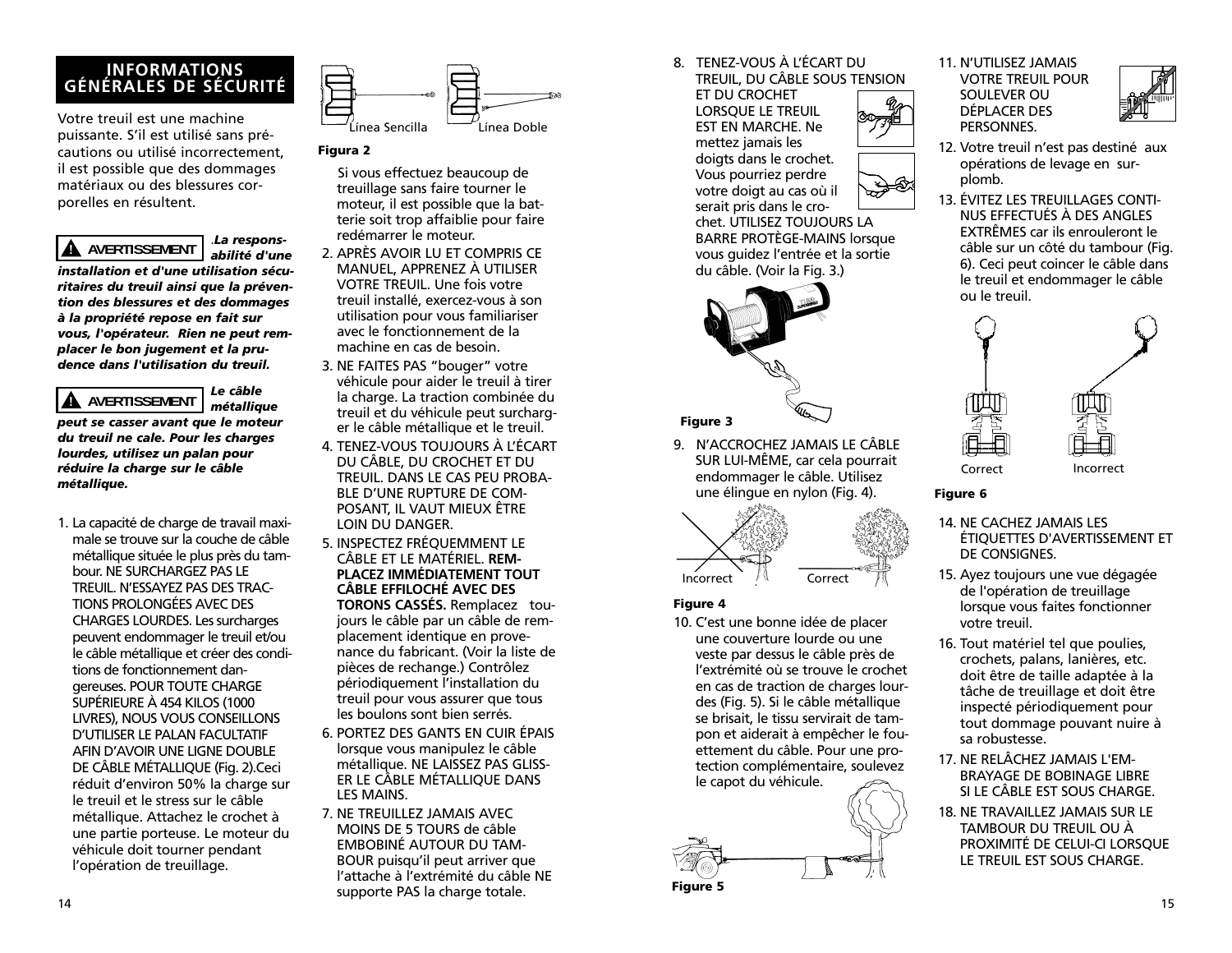## INFORMATIONS GÉNÉRALES DE SÉCURITÉ

Votre treuil est une machine puissante. S'il est utilisé sans précautions ou utilisé incorrectement, il est possible que des dommages matériaux ou des blessures corporelles en résultent.

**⚠ AVERTISSEMENT** ***La responsabilité d'une installation et d'une utilisation sécuritaires du treuil ainsi que la prévention des blessures et des dommages à la propriété repose en fait sur vous, l'opérateur. Rien ne peut remplacer le bon jugement et la prudence dans l'utilisation du treuil.***

**⚠ AVERTISSEMENT** ***Le câble métallique peut se casser avant que le moteur du treuil ne cale. Pour les charges lourdes, utilisez un palan pour réduire la charge sur le câble métallique.***

1. La capacité de charge de travail maximale se trouve sur la couche de câble métallique située le plus près du tambour. NE SURCHARGEZ PAS LE TREUIL. N'ESSAYEZ PAS DES TRACTIONS PROLONGÉES AVEC DES CHARGES LOURDES. Les surcharges peuvent endommager le treuil et/ou le câble métallique et créer des conditions de fonctionnement dangereuses. POUR TOUTE CHARGE SUPÉRIEURE À 454 KILOS (1000 LIVRES), NOUS VOUS CONSEILLONS D'UTILISER LE PALAN FACULTATIF AFIN D'AVOIR UNE LIGNE DOUBLE DE CÂBLE MÉTALLIQUE (Fig. 2).Ceci réduit d'environ 50% la charge sur le treuil et le stress sur le câble métallique. Attachez le crochet à une partie porteuse. Le moteur du véhicule doit tourner pendant l'opération de treuillage.

Línea Sencilla    Línea Doble

**Figura 2**

Si vous effectuez beaucoup de treuillage sans faire tourner le moteur, il est possible que la batterie soit trop affaiblie pour faire redémarrer le moteur.

2. APRÈS AVOIR LU ET COMPRIS CE MANUEL, APPRENEZ À UTILISER VOTRE TREUIL. Une fois votre treuil installé, exercez-vous à son utilisation pour vous familiariser avec le fonctionnement de la machine en cas de besoin.
3. NE FAITES PAS "bouger" votre véhicule pour aider le treuil à tirer la charge. La traction combinée du treuil et du véhicule peut surcharger le câble métallique et le treuil.
4. TENEZ-VOUS TOUJOURS À L'ÉCART DU CÂBLE, DU CROCHET ET DU TREUIL. DANS LE CAS PEU PROBABLE D'UNE RUPTURE DE COMPOSANT, IL VAUT MIEUX ÊTRE LOIN DU DANGER.
5. INSPECTEZ FRÉQUEMMENT LE CÂBLE ET LE MATÉRIEL. **REMPLACEZ IMMÉDIATEMENT TOUT CÂBLE EFFILOCHÉ AVEC DES TORONS CASSÉS.** Remplacez toujours le câble par un câble de remplacement identique en provenance du fabricant. (Voir la liste de pièces de rechange.) Contrôlez périodiquement l'installation du treuil pour vous assurer que tous les boulons sont bien serrés.
6. PORTEZ DES GANTS EN CUIR ÉPAIS lorsque vous manipulez le câble métallique. NE LAISSEZ PAS GLISSER LE CÂBLE MÉTALLIQUE DANS LES MAINS.
7. NE TREUILLEZ JAMAIS AVEC MOINS DE 5 TOURS de câble EMBOBINÉ AUTOUR DU TAMBOUR puisqu'il peut arriver que l'attache à l'extrémité du câble NE supporte PAS la charge totale.
8. TENEZ-VOUS À L'ÉCART DU TREUIL, DU CÂBLE SOUS TENSION ET DU CROCHET LORSQUE LE TREUIL EST EN MARCHE. Ne mettez jamais les doigts dans le crochet. Vous pourriez perdre votre doigt au cas où il serait pris dans le crochet. UTILISEZ TOUJOURS LA BARRE PROTÈGE-MAINS lorsque vous guidez l'entrée et la sortie du câble. (Voir la Fig. 3.)

**Figure 3**

9. N'ACCROCHEZ JAMAIS LE CÂBLE SUR LUI-MÊME, car cela pourrait endommager le câble. Utilisez une élingue en nylon (Fig. 4).

Incorrect    Correct

**Figure 4**

10. C'est une bonne idée de placer une couverture lourde ou une veste par dessus le câble près de l'extrémité où se trouve le crochet en cas de traction de charges lourdes (Fig. 5). Si le câble métallique se brisait, le tissu servirait de tampon et aiderait à empêcher le fouettement du câble. Pour une protection complémentaire, soulevez le capot du véhicule.

**Figure 5**

11. N'UTILISEZ JAMAIS VOTRE TREUIL POUR SOULEVER OU DÉPLACER DES PERSONNES.
12. Votre treuil n'est pas destiné aux opérations de levage en surplomb.
13. ÉVITEZ LES TREUILLAGES CONTINUS EFFECTUÉS À DES ANGLES EXTRÊMES car ils enrouleront le câble sur un côté du tambour (Fig. 6). Ceci peut coincer le câble dans le treuil et endommager le câble ou le treuil.

Correct    Incorrect

**Figure 6**

14. NE CACHEZ JAMAIS LES ÉTIQUETTES D'AVERTISSEMENT ET DE CONSIGNES.
15. Ayez toujours une vue dégagée de l'opération de treuillage lorsque vous faites fonctionner votre treuil.
16. Tout matériel tel que poulies, crochets, palans, lanières, etc. doit être de taille adaptée à la tâche de treuillage et doit être inspecté périodiquement pour tout dommage pouvant nuire à sa robustesse.
17. NE RELÂCHEZ JAMAIS L'EMBRAYAGE DE BOBINAGE LIBRE SI LE CÂBLE EST SOUS CHARGE.
18. NE TRAVAILLEZ JAMAIS SUR LE TAMBOUR DU TREUIL OU À PROXIMITÉ DE CELUI-CI LORSQUE LE TREUIL EST SOUS CHARGE.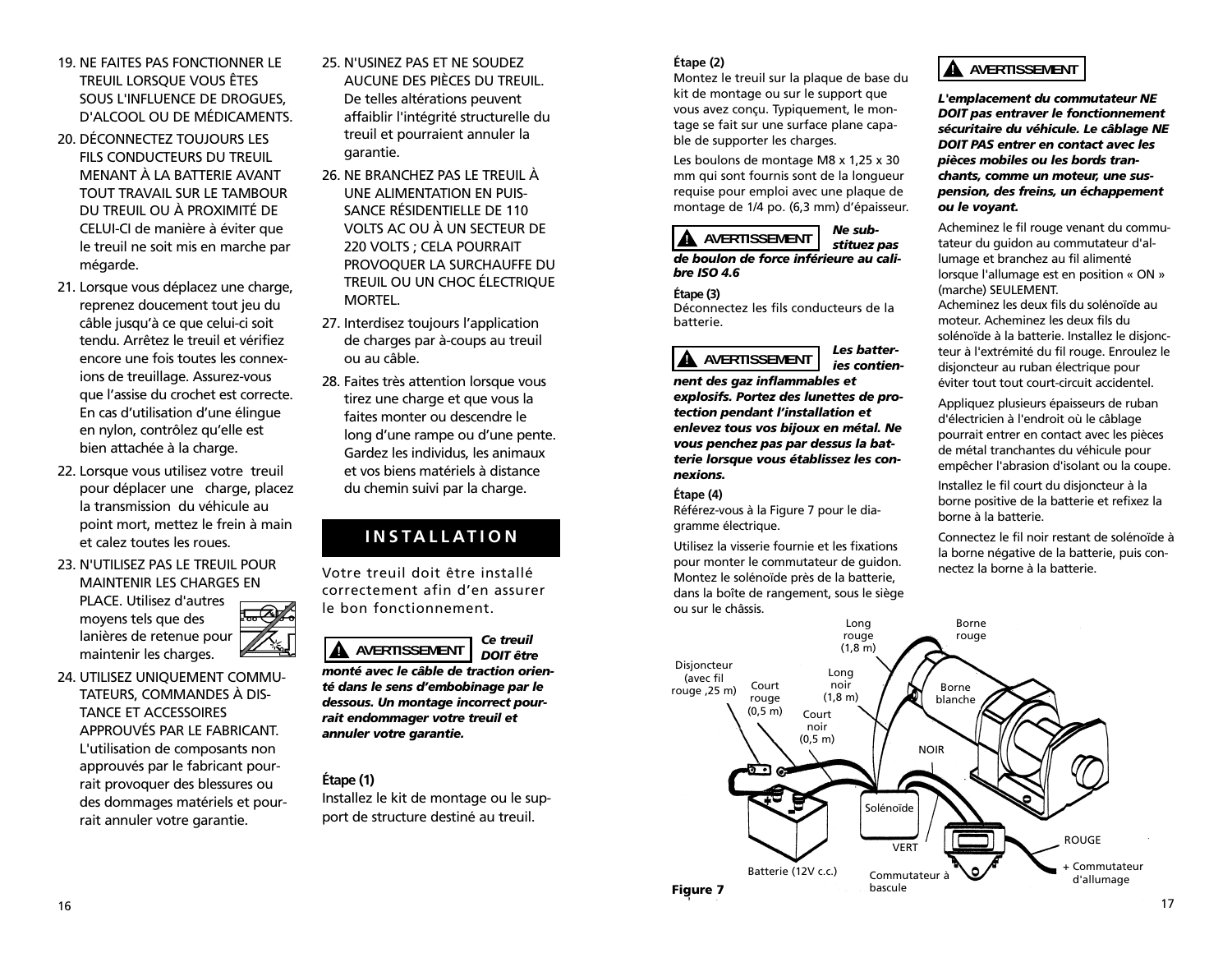19. NE FAITES PAS FONCTIONNER LE TREUIL LORSQUE VOUS ÊTES SOUS L'INFLUENCE DE DROGUES, D'ALCOOL OU DE MÉDICAMENTS.
20. DÉCONNECTEZ TOUJOURS LES FILS CONDUCTEURS DU TREUIL MENANT À LA BATTERIE AVANT TOUT TRAVAIL SUR LE TAMBOUR DU TREUIL OU À PROXIMITÉ DE CELUI-CI de manière à éviter que le treuil ne soit mis en marche par mégarde.
21. Lorsque vous déplacez une charge, reprenez doucement tout jeu du câble jusqu'à ce que celui-ci soit tendu. Arrêtez le treuil et vérifiez encore une fois toutes les connexions de treuillage. Assurez-vous que l'assise du crochet est correcte. En cas d'utilisation d'une élingue en nylon, contrôlez qu'elle est bien attachée à la charge.
22. Lorsque vous utilisez votre treuil pour déplacer une charge, placez la transmission du véhicule au point mort, mettez le frein à main et calez toutes les roues.
23. N'UTILISEZ PAS LE TREUIL POUR MAINTENIR LES CHARGES EN PLACE. Utilisez d'autres moyens tels que des lanières de retenue pour maintenir les charges.
24. UTILISEZ UNIQUEMENT COMMUTATEURS, COMMANDES À DISTANCE ET ACCESSOIRES APPROUVÉS PAR LE FABRICANT. L'utilisation de composants non approuvés par le fabricant pourrait provoquer des blessures ou des dommages matériels et pourrait annuler votre garantie.
25. N'USINEZ PAS ET NE SOUDEZ AUCUNE DES PIÈCES DU TREUIL. De telles altérations peuvent affaiblir l'intégrité structurelle du treuil et pourraient annuler la garantie.
26. NE BRANCHEZ PAS LE TREUIL À UNE ALIMENTATION EN PUISSANCE RÉSIDENTIELLE DE 110 VOLTS AC OU À UN SECTEUR DE 220 VOLTS ; CELA POURRAIT PROVOQUER LA SURCHAUFFE DU TREUIL OU UN CHOC ÉLECTRIQUE MORTEL.
27. Interdisez toujours l'application de charges par à-coups au treuil ou au câble.
28. Faites très attention lorsque vous tirez une charge et que vous la faites monter ou descendre le long d'une rampe ou d'une pente. Gardez les individus, les animaux et vos biens matériels à distance du chemin suivi par la charge.

## INSTALLATION

Votre treuil doit être installé correctement afin d'en assurer le bon fonctionnement.

**⚠ AVERTISSEMENT** ***Ce treuil DOIT être monté avec le câble de traction orienté dans le sens d'embobinage par le dessous. Un montage incorrect pourrait endommager votre treuil et annuler votre garantie.***

**Étape (1)**
Installez le kit de montage ou le support de structure destiné au treuil.

**Étape (2)**
Montez le treuil sur la plaque de base du kit de montage ou sur le support que vous avez conçu. Typiquement, le montage se fait sur une surface plane capable de supporter les charges.

Les boulons de montage M8 x 1,25 x 30 mm qui sont fournis sont de la longueur requise pour emploi avec une plaque de montage de 1/4 po. (6,3 mm) d'épaisseur.

**⚠ AVERTISSEMENT** ***Ne substituez pas de boulon de force inférieure au calibre ISO 4.6***

**Étape (3)**
Déconnectez les fils conducteurs de la batterie.

**⚠ AVERTISSEMENT** ***Les batteries contiennent des gaz inflammables et explosifs. Portez des lunettes de protection pendant l'installation et enlevez tous vos bijoux en métal. Ne vous penchez pas par dessus la batterie lorsque vous établissez les connexions.***

**Étape (4)**
Référez-vous à la Figure 7 pour le diagramme électrique.

Utilisez la visserie fournie et les fixations pour monter le commutateur de guidon. Montez le solénoïde près de la batterie, dans la boîte de rangement, sous le siège ou sur le châssis.

**⚠ AVERTISSEMENT**

***L'emplacement du commutateur NE DOIT pas entraver le fonctionnement sécuritaire du véhicule. Le câblage NE DOIT PAS entrer en contact avec les pièces mobiles ou les bords tranchants, comme un moteur, une suspension, des freins, un échappement ou le voyant.***

Acheminez le fil rouge venant du commutateur du guidon au commutateur d'allumage et branchez au fil alimenté lorsque l'allumage est en position « ON » (marche) SEULEMENT.
Acheminez les deux fils du solénoïde au moteur. Acheminez les deux fils du solénoïde à la batterie. Installez le disjoncteur à l'extrémité du fil rouge. Enroulez le disjoncteur au ruban électrique pour éviter tout tout court-circuit accidentel.

Appliquez plusieurs épaisseurs de ruban d'électricien à l'endroit où le câblage pourrait entrer en contact avec les pièces de métal tranchantes du véhicule pour empêcher l'abrasion d'isolant ou la coupe.

Installez le fil court du disjoncteur à la borne positive de la batterie et refixez la borne à la batterie.

Connectez le fil noir restant de solénoïde à la borne négative de la batterie, puis connectez la borne à la batterie.

Disjoncteur (avec fil rouge ,25 m) — Court rouge (0,5 m) — Court noir (0,5 m) — Long rouge (1,8 m) — Long noir (1,8 m) — Borne rouge — Borne blanche — NOIR — Solénoïde — VERT — ROUGE — + Commutateur d'allumage — Commutateur à bascule — Batterie (12V c.c.)

**Figure 7**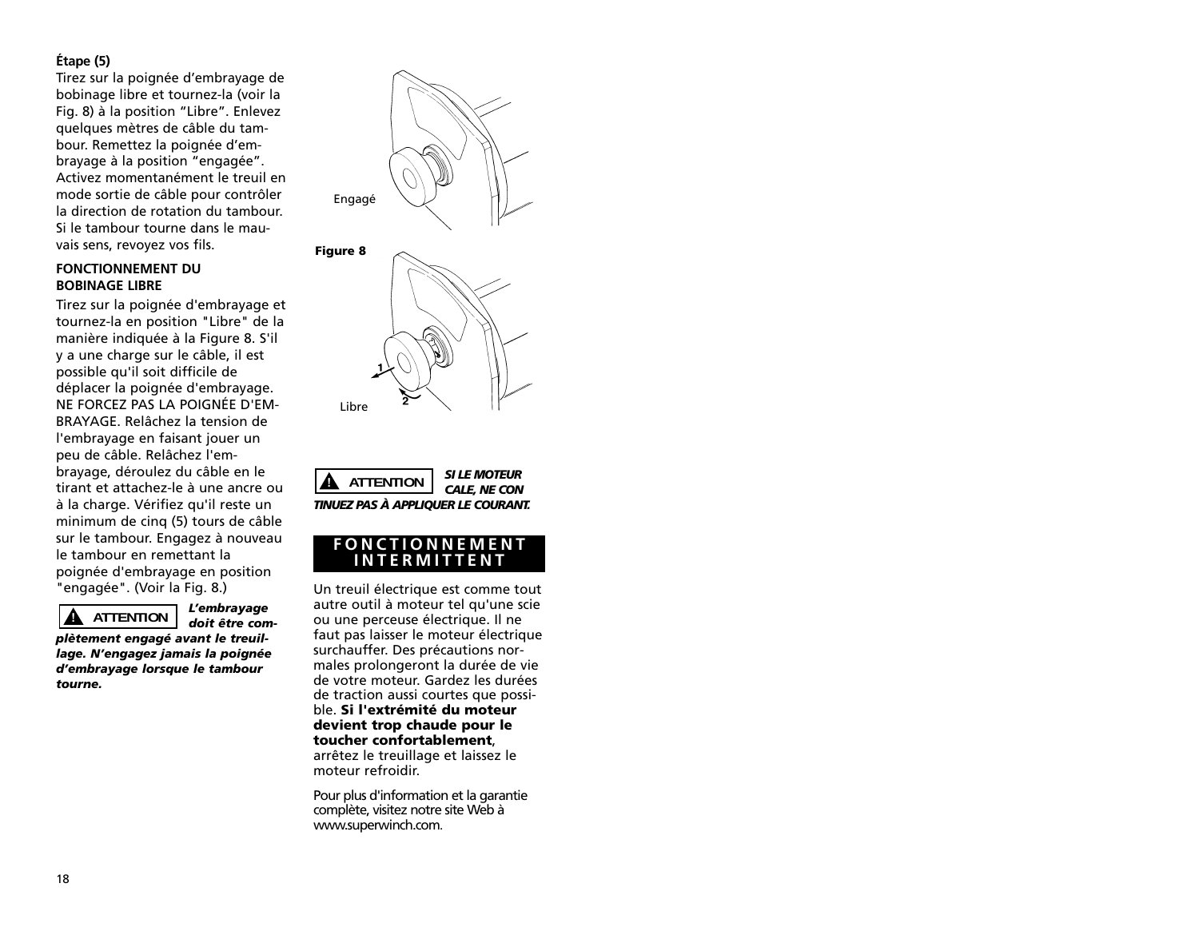**Étape (5)**
Tirez sur la poignée d'embrayage de bobinage libre et tournez-la (voir la Fig. 8) à la position "Libre". Enlevez quelques mètres de câble du tambour. Remettez la poignée d'embrayage à la position "engagée". Activez momentanément le treuil en mode sortie de câble pour contrôler la direction de rotation du tambour. Si le tambour tourne dans le mauvais sens, revoyez vos fils.

**FONCTIONNEMENT DU BOBINAGE LIBRE**

Tirez sur la poignée d'embrayage et tournez-la en position "Libre" de la manière indiquée à la Figure 8. S'il y a une charge sur le câble, il est possible qu'il soit difficile de déplacer la poignée d'embrayage. NE FORCEZ PAS LA POIGNÉE D'EMBRAYAGE. Relâchez la tension de l'embrayage en faisant jouer un peu de câble. Relâchez l'embrayage, déroulez du câble en le tirant et attachez-le à une ancre ou à la charge. Vérifiez qu'il reste un minimum de cinq (5) tours de câble sur le tambour. Engagez à nouveau le tambour en remettant la poignée d'embrayage en position "engagée". (Voir la Fig. 8.)

**⚠ ATTENTION** ***L'embrayage doit être complètement engagé avant le treuillage. N'engagez jamais la poignée d'embrayage lorsque le tambour tourne.***

Engagé

**Figure 8**

1

2

Libre

**⚠ ATTENTION** ***SI LE MOTEUR CALE, NE CONTINUEZ PAS À APPLIQUER LE COURANT.***

## FONCTIONNEMENT INTERMITTENT

Un treuil électrique est comme tout autre outil à moteur tel qu'une scie ou une perceuse électrique. Il ne faut pas laisser le moteur électrique surchauffer. Des précautions normales prolongeront la durée de vie de votre moteur. Gardez les durées de traction aussi courtes que possible. **Si l'extrémité du moteur devient trop chaude pour le toucher confortablement**, arrêtez le treuillage et laissez le moteur refroidir.

Pour plus d'information et la garantie complète, visitez notre site Web à www.superwinch.com.